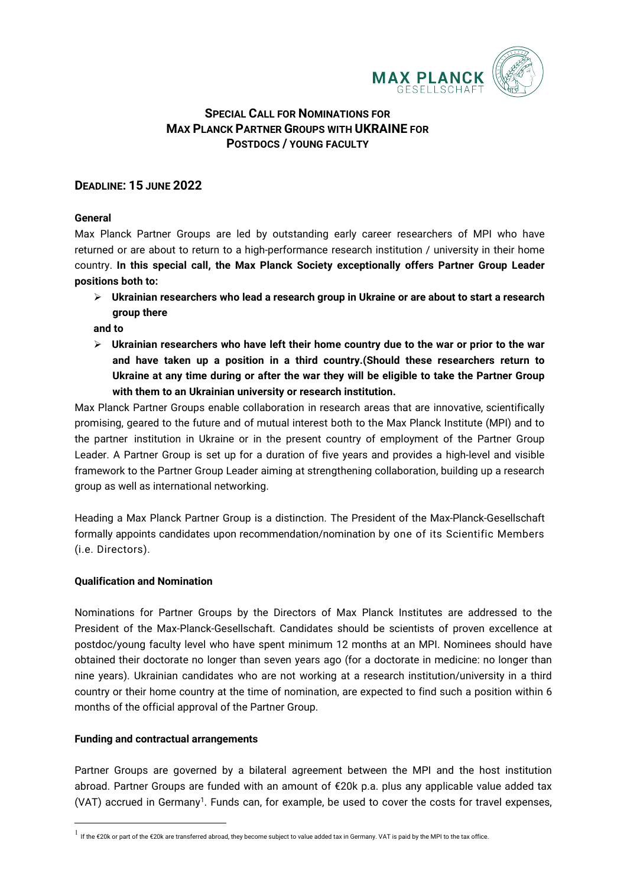# SPECIAL CALL FOR NOMINATIONS FOR MAX PLANCK PARTNER GROUPS WITH UKRAINE FOR POSTDOCS / YOUNG FACULTY

## DEADLINE: 15 JUNE 2022

**General**

Max Planck Partner Groups are led by outstanding early career researchers of MPI who have returned or are about to return to a high-performance research institution / university in their home country. **In this special call, the Max Planck Society exceptionally offers Partner Group Leader positions both to:**

- **Ukrainian researchers who lead a research group in Ukraine or are about to start a research group there**

**and to**

- **Ukrainian researchers who have left their home country due to the war or prior to the war and have taken up a position in a third country.(Should these researchers return to Ukraine at any time during or after the war they will be eligible to take the Partner Group with them to an Ukrainian university or research institution.**

Max Planck Partner Groups enable collaboration in research areas that are innovative, scientifically promising, geared to the future and of mutual interest both to the Max Planck Institute (MPI) and to the partner institution in Ukraine or in the present country of employment of the Partner Group Leader. A Partner Group is set up for a duration of five years and provides a high-level and visible framework to the Partner Group Leader aiming at strengthening collaboration, building up a research group as well as international networking.

Heading a Max Planck Partner Group is a distinction. The President of the Max-Planck-Gesellschaft formally appoints candidates upon recommendation/nomination by one of its Scientific Members (i.e. Directors).

**Qualification and Nomination**

Nominations for Partner Groups by the Directors of Max Planck Institutes are addressed to the President of the Max-Planck-Gesellschaft. Candidates should be scientists of proven excellence at postdoc/young faculty level who have spent minimum 12 months at an MPI. Nominees should have obtained their doctorate no longer than seven years ago (for a doctorate in medicine: no longer than nine years). Ukrainian candidates who are not working at a research institution/university in a third country or their home country at the time of nomination, are expected to find such a position within 6 months of the official approval of the Partner Group.

**Funding and contractual arrangements**

Partner Groups are governed by a bilateral agreement between the MPI and the host institution abroad. Partner Groups are funded with an amount of €20k p.a. plus any applicable value added tax (VAT) accrued in Germany[1]. Funds can, for example, be used to cover the costs for travel expenses,

[1] If the €20k or part of the €20k are transferred abroad, they become subject to value added tax in Germany. VAT is paid by the MPI to the tax office.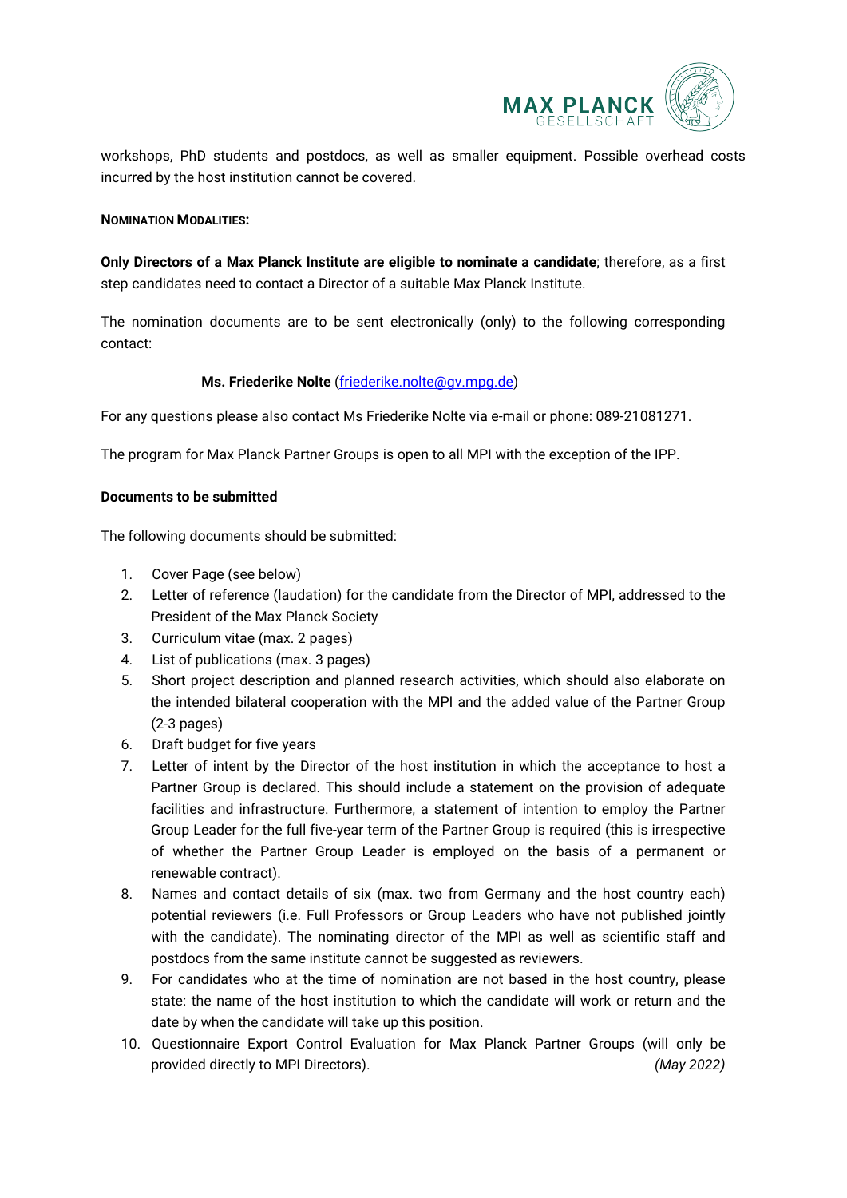workshops, PhD students and postdocs, as well as smaller equipment. Possible overhead costs incurred by the host institution cannot be covered.

**NOMINATION MODALITIES:**

**Only Directors of a Max Planck Institute are eligible to nominate a candidate**; therefore, as a first step candidates need to contact a Director of a suitable Max Planck Institute.

The nomination documents are to be sent electronically (only) to the following corresponding contact:

**Ms. Friederike Nolte** (friederike.nolte@gv.mpg.de)

For any questions please also contact Ms Friederike Nolte via e-mail or phone: 089-21081271.

The program for Max Planck Partner Groups is open to all MPI with the exception of the IPP.

**Documents to be submitted**

The following documents should be submitted:

1. Cover Page (see below)
2. Letter of reference (laudation) for the candidate from the Director of MPI, addressed to the President of the Max Planck Society
3. Curriculum vitae (max. 2 pages)
4. List of publications (max. 3 pages)
5. Short project description and planned research activities, which should also elaborate on the intended bilateral cooperation with the MPI and the added value of the Partner Group (2-3 pages)
6. Draft budget for five years
7. Letter of intent by the Director of the host institution in which the acceptance to host a Partner Group is declared. This should include a statement on the provision of adequate facilities and infrastructure. Furthermore, a statement of intention to employ the Partner Group Leader for the full five-year term of the Partner Group is required (this is irrespective of whether the Partner Group Leader is employed on the basis of a permanent or renewable contract).
8. Names and contact details of six (max. two from Germany and the host country each) potential reviewers (i.e. Full Professors or Group Leaders who have not published jointly with the candidate). The nominating director of the MPI as well as scientific staff and postdocs from the same institute cannot be suggested as reviewers.
9. For candidates who at the time of nomination are not based in the host country, please state: the name of the host institution to which the candidate will work or return and the date by when the candidate will take up this position.
10. Questionnaire Export Control Evaluation for Max Planck Partner Groups (will only be provided directly to MPI Directors).

*(May 2022)*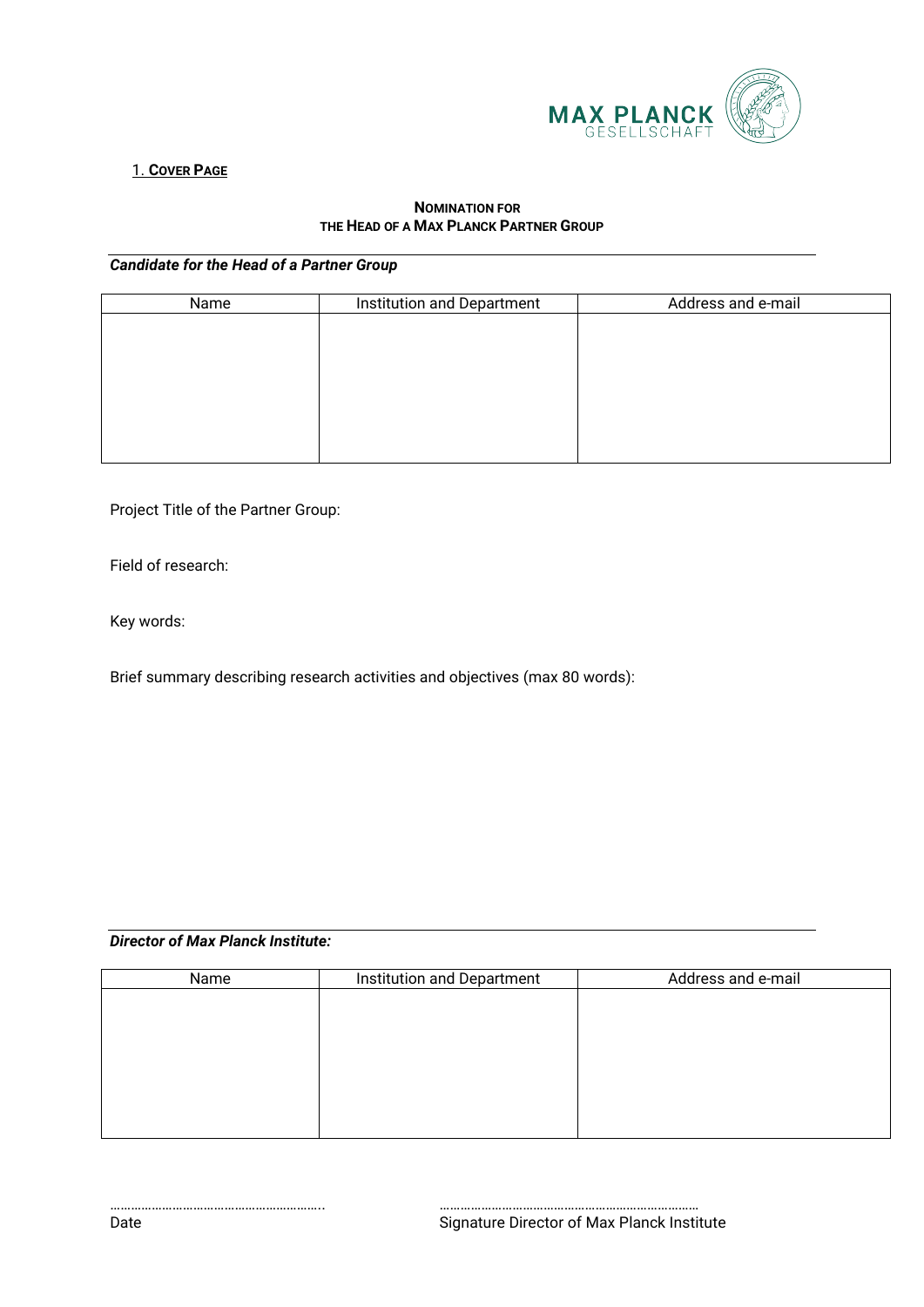## 1. Cover Page

**Nomination for**
**the Head of a Max Planck Partner Group**

---

***Candidate for the Head of a Partner Group***

| Name | Institution and Department | Address and e-mail |
|---|---|---|
| | | |

Project Title of the Partner Group:

Field of research:

Key words:

Brief summary describing research activities and objectives (max 80 words):

---

***Director of Max Planck Institute:***

| Name | Institution and Department | Address and e-mail |
|---|---|---|
| | | |

…………………………………………………..
Date

………………………………………………………………
Signature Director of Max Planck Institute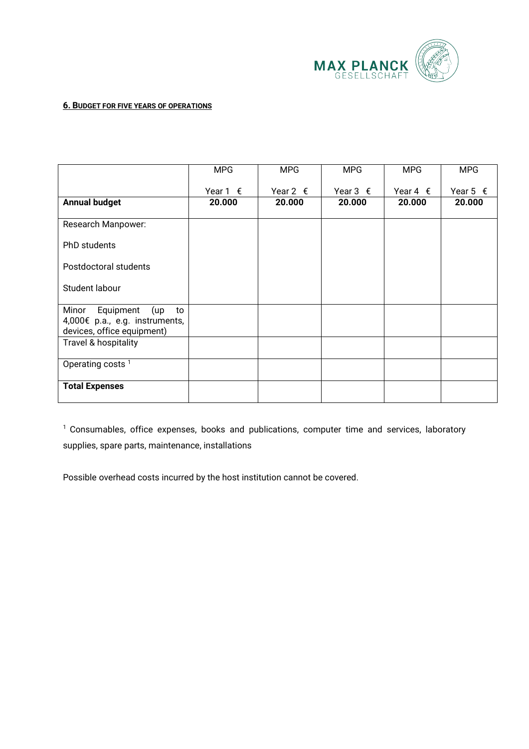## 6. BUDGET FOR FIVE YEARS OF OPERATIONS

| | MPG<br><br>Year 1 € | MPG<br><br>Year 2 € | MPG<br><br>Year 3 € | MPG<br><br>Year 4 € | MPG<br><br>Year 5 € |
|---|---|---|---|---|---|
| **Annual budget** | **20.000** | **20.000** | **20.000** | **20.000** | **20.000** |
| Research Manpower:<br><br>PhD students<br><br>Postdoctoral students<br><br>Student labour | | | | | |
| Minor Equipment (up to 4,000€ p.a., e.g. instruments, devices, office equipment) | | | | | |
| Travel & hospitality | | | | | |
| Operating costs [1] | | | | | |
| **Total Expenses** | | | | | |

[1] Consumables, office expenses, books and publications, computer time and services, laboratory supplies, spare parts, maintenance, installations

Possible overhead costs incurred by the host institution cannot be covered.